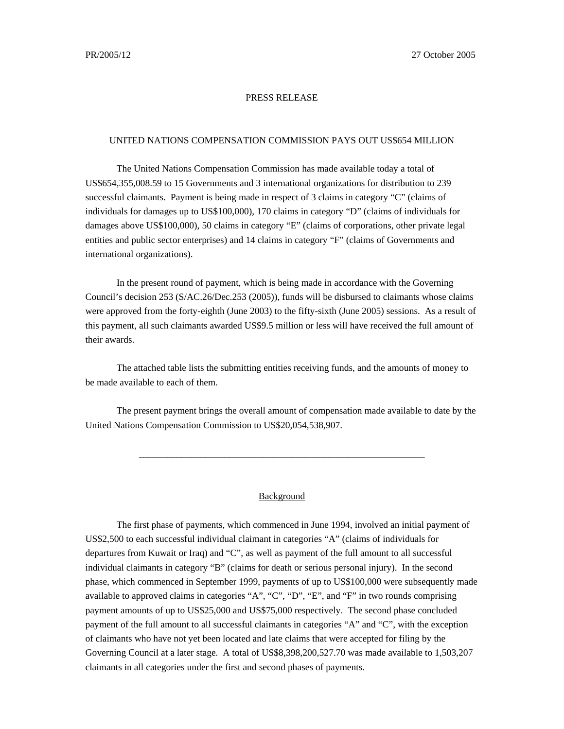PR/2005/12 27 October 2005

# PRESS RELEASE

## UNITED NATIONS COMPENSATION COMMISSION PAYS OUT US$654 MILLION

The United Nations Compensation Commission has made available today a total of US$654,355,008.59 to 15 Governments and 3 international organizations for distribution to 239 successful claimants. Payment is being made in respect of 3 claims in category "C" (claims of individuals for damages up to US$100,000), 170 claims in category "D" (claims of individuals for damages above US$100,000), 50 claims in category "E" (claims of corporations, other private legal entities and public sector enterprises) and 14 claims in category "F" (claims of Governments and international organizations).

In the present round of payment, which is being made in accordance with the Governing Council's decision 253 (S/AC.26/Dec.253 (2005)), funds will be disbursed to claimants whose claims were approved from the forty-eighth (June 2003) to the fifty-sixth (June 2005) sessions. As a result of this payment, all such claimants awarded US$9.5 million or less will have received the full amount of their awards.

The attached table lists the submitting entities receiving funds, and the amounts of money to be made available to each of them.

The present payment brings the overall amount of compensation made available to date by the United Nations Compensation Commission to US$20,054,538,907.

---

## Background

The first phase of payments, which commenced in June 1994, involved an initial payment of US$2,500 to each successful individual claimant in categories "A" (claims of individuals for departures from Kuwait or Iraq) and "C", as well as payment of the full amount to all successful individual claimants in category "B" (claims for death or serious personal injury). In the second phase, which commenced in September 1999, payments of up to US$100,000 were subsequently made available to approved claims in categories "A", "C", "D", "E", and "F" in two rounds comprising payment amounts of up to US$25,000 and US$75,000 respectively. The second phase concluded payment of the full amount to all successful claimants in categories "A" and "C", with the exception of claimants who have not yet been located and late claims that were accepted for filing by the Governing Council at a later stage. A total of US$8,398,200,527.70 was made available to 1,503,207 claimants in all categories under the first and second phases of payments.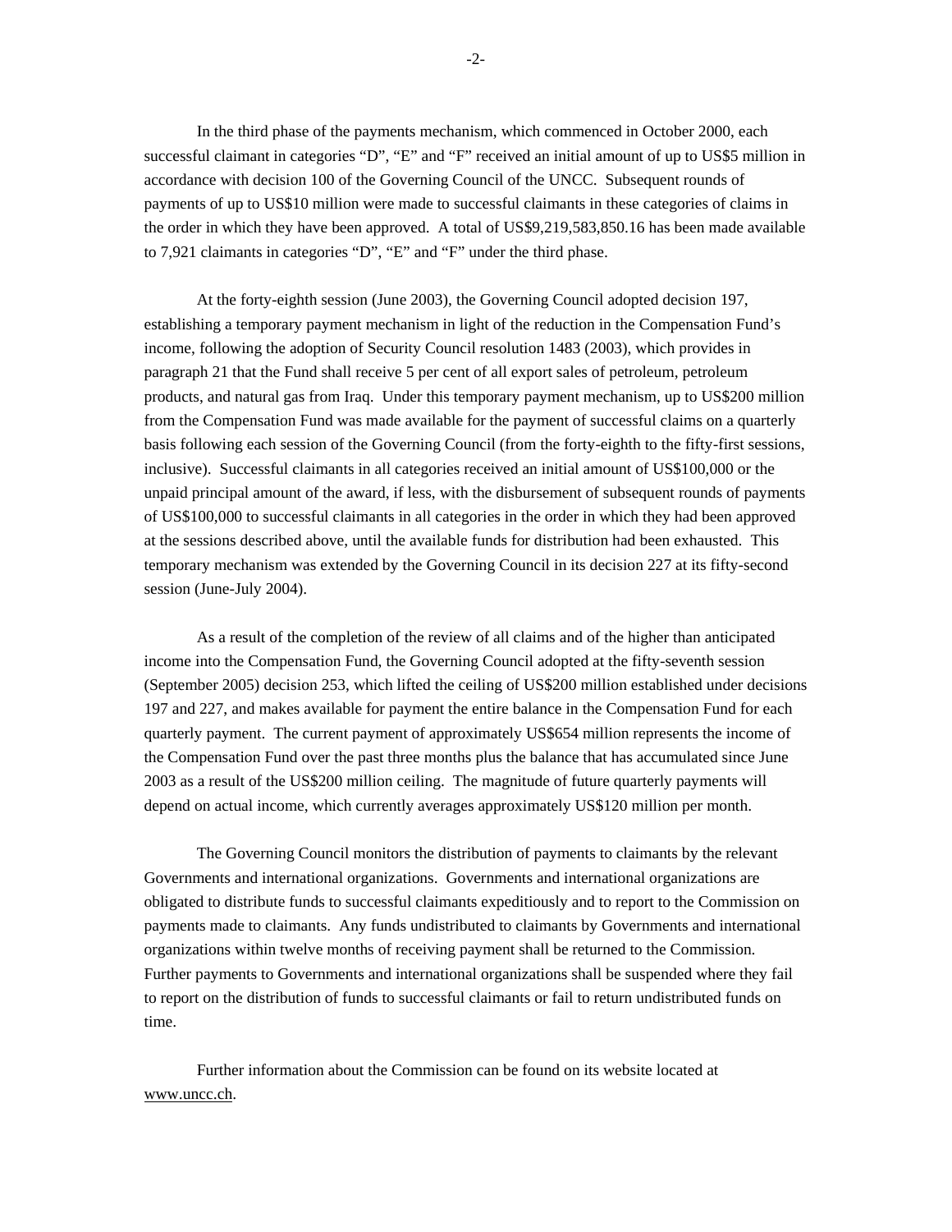In the third phase of the payments mechanism, which commenced in October 2000, each successful claimant in categories "D", "E" and "F" received an initial amount of up to US$5 million in accordance with decision 100 of the Governing Council of the UNCC. Subsequent rounds of payments of up to US$10 million were made to successful claimants in these categories of claims in the order in which they have been approved. A total of US$9,219,583,850.16 has been made available to 7,921 claimants in categories "D", "E" and "F" under the third phase.

At the forty-eighth session (June 2003), the Governing Council adopted decision 197, establishing a temporary payment mechanism in light of the reduction in the Compensation Fund's income, following the adoption of Security Council resolution 1483 (2003), which provides in paragraph 21 that the Fund shall receive 5 per cent of all export sales of petroleum, petroleum products, and natural gas from Iraq. Under this temporary payment mechanism, up to US$200 million from the Compensation Fund was made available for the payment of successful claims on a quarterly basis following each session of the Governing Council (from the forty-eighth to the fifty-first sessions, inclusive). Successful claimants in all categories received an initial amount of US$100,000 or the unpaid principal amount of the award, if less, with the disbursement of subsequent rounds of payments of US$100,000 to successful claimants in all categories in the order in which they had been approved at the sessions described above, until the available funds for distribution had been exhausted. This temporary mechanism was extended by the Governing Council in its decision 227 at its fifty-second session (June-July 2004).

As a result of the completion of the review of all claims and of the higher than anticipated income into the Compensation Fund, the Governing Council adopted at the fifty-seventh session (September 2005) decision 253, which lifted the ceiling of US$200 million established under decisions 197 and 227, and makes available for payment the entire balance in the Compensation Fund for each quarterly payment. The current payment of approximately US$654 million represents the income of the Compensation Fund over the past three months plus the balance that has accumulated since June 2003 as a result of the US$200 million ceiling. The magnitude of future quarterly payments will depend on actual income, which currently averages approximately US$120 million per month.

The Governing Council monitors the distribution of payments to claimants by the relevant Governments and international organizations. Governments and international organizations are obligated to distribute funds to successful claimants expeditiously and to report to the Commission on payments made to claimants. Any funds undistributed to claimants by Governments and international organizations within twelve months of receiving payment shall be returned to the Commission. Further payments to Governments and international organizations shall be suspended where they fail to report on the distribution of funds to successful claimants or fail to return undistributed funds on time.

Further information about the Commission can be found on its website located at www.uncc.ch.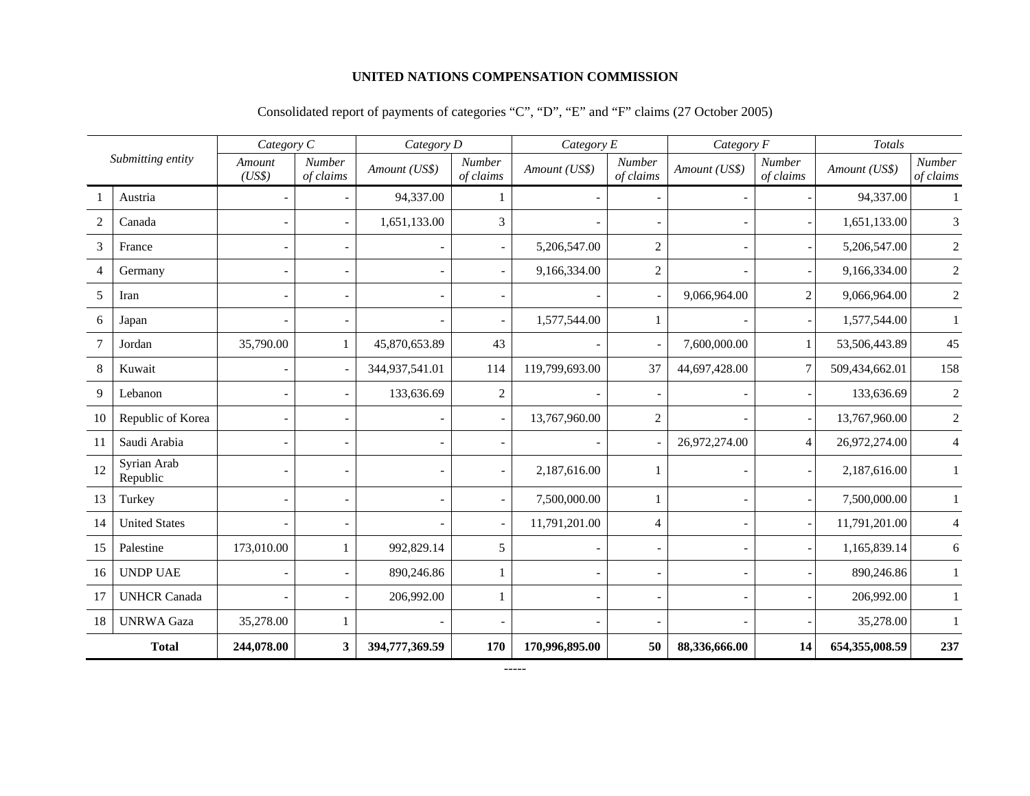**UNITED NATIONS COMPENSATION COMMISSION**

Consolidated report of payments of categories “C”, “D”, “E” and “F” claims (27 October 2005)

| Submitting entity | | *Category C* | | *Category D* | | *Category E* | | *Category F* | | *Totals* | |
|---|---|---|---|---|---|---|---|---|---|---|---|
| | | *Amount (US$)* | *Number of claims* | *Amount (US$)* | *Number of claims* | *Amount (US$)* | *Number of claims* | *Amount (US$)* | *Number of claims* | *Amount (US$)* | *Number of claims* |
| 1 | Austria | - | - | 94,337.00 | 1 | - | - | - | - | 94,337.00 | 1 |
| 2 | Canada | - | - | 1,651,133.00 | 3 | - | - | - | - | 1,651,133.00 | 3 |
| 3 | France | - | - | - | - | 5,206,547.00 | 2 | - | - | 5,206,547.00 | 2 |
| 4 | Germany | - | - | - | - | 9,166,334.00 | 2 | - | - | 9,166,334.00 | 2 |
| 5 | Iran | - | - | - | - | - | - | 9,066,964.00 | 2 | 9,066,964.00 | 2 |
| 6 | Japan | - | - | - | - | 1,577,544.00 | 1 | - | - | 1,577,544.00 | 1 |
| 7 | Jordan | 35,790.00 | 1 | 45,870,653.89 | 43 | - | - | 7,600,000.00 | 1 | 53,506,443.89 | 45 |
| 8 | Kuwait | - | - | 344,937,541.01 | 114 | 119,799,693.00 | 37 | 44,697,428.00 | 7 | 509,434,662.01 | 158 |
| 9 | Lebanon | - | - | 133,636.69 | 2 | - | - | - | - | 133,636.69 | 2 |
| 10 | Republic of Korea | - | - | - | - | 13,767,960.00 | 2 | - | - | 13,767,960.00 | 2 |
| 11 | Saudi Arabia | - | - | - | - | - | - | 26,972,274.00 | 4 | 26,972,274.00 | 4 |
| 12 | Syrian Arab Republic | - | - | - | - | 2,187,616.00 | 1 | - | - | 2,187,616.00 | 1 |
| 13 | Turkey | - | - | - | - | 7,500,000.00 | 1 | - | - | 7,500,000.00 | 1 |
| 14 | United States | - | - | - | - | 11,791,201.00 | 4 | - | - | 11,791,201.00 | 4 |
| 15 | Palestine | 173,010.00 | 1 | 992,829.14 | 5 | - | - | - | - | 1,165,839.14 | 6 |
| 16 | UNDP UAE | - | - | 890,246.86 | 1 | - | - | - | - | 890,246.86 | 1 |
| 17 | UNHCR Canada | - | - | 206,992.00 | 1 | - | - | - | - | 206,992.00 | 1 |
| 18 | UNRWA Gaza | 35,278.00 | 1 | - | - | - | - | - | - | 35,278.00 | 1 |
| **Total** | | **244,078.00** | **3** | **394,777,369.59** | **170** | **170,996,895.00** | **50** | **88,336,666.00** | **14** | **654,355,008.59** | **237** |

-----